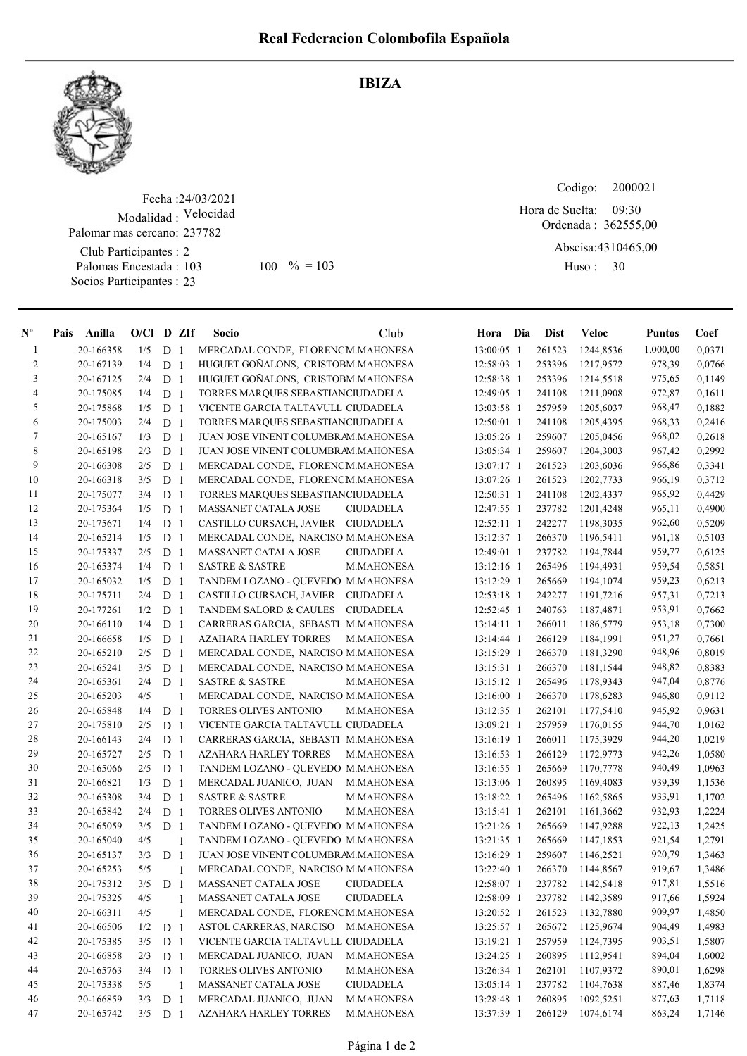# Real Federacion Colombofila Española

## IBIZA

Fecha :24/03/2021
Modalidad : Velocidad
Palomar mas cercano: 237782
Club Participantes : 2
Palomas Encestada : 103 100 % = 103
Socios Participantes : 23

Codigo: 2000021
Hora de Suelta: 09:30
Ordenada : 362555,00
Abscisa:4310465,00
Huso : 30

| Nº | Pais | Anilla | O/Cl | D | ZIf | Socio | Club | Hora | Dia | Dist | Veloc | Puntos | Coef |
|---|---|---|---|---|---|---|---|---|---|---|---|---|---|
| 1 | | 20-166358 | 1/5 | D | 1 | MERCADAL CONDE, FLORENCI | M.MAHONESA | 13:00:05 | 1 | 261523 | 1244,8536 | 1.000,00 | 0,0371 |
| 2 | | 20-167139 | 1/4 | D | 1 | HUGUET GOÑALONS, CRISTOB | M.MAHONESA | 12:58:03 | 1 | 253396 | 1217,9572 | 978,39 | 0,0766 |
| 3 | | 20-167125 | 2/4 | D | 1 | HUGUET GOÑALONS, CRISTOB | M.MAHONESA | 12:58:38 | 1 | 253396 | 1214,5518 | 975,65 | 0,1149 |
| 4 | | 20-175085 | 1/4 | D | 1 | TORRES MARQUES SEBASTIAN | CIUDADELA | 12:49:05 | 1 | 241108 | 1211,0908 | 972,87 | 0,1611 |
| 5 | | 20-175868 | 1/5 | D | 1 | VICENTE GARCIA TALTAVULL | CIUDADELA | 13:03:58 | 1 | 257959 | 1205,6037 | 968,47 | 0,1882 |
| 6 | | 20-175003 | 2/4 | D | 1 | TORRES MARQUES SEBASTIAN | CIUDADELA | 12:50:01 | 1 | 241108 | 1205,4395 | 968,33 | 0,2416 |
| 7 | | 20-165167 | 1/3 | D | 1 | JUAN JOSE VINENT COLUMBRA | M.MAHONESA | 13:05:26 | 1 | 259607 | 1205,0456 | 968,02 | 0,2618 |
| 8 | | 20-165198 | 2/3 | D | 1 | JUAN JOSE VINENT COLUMBRA | M.MAHONESA | 13:05:34 | 1 | 259607 | 1204,3003 | 967,42 | 0,2992 |
| 9 | | 20-166308 | 2/5 | D | 1 | MERCADAL CONDE, FLORENCI | M.MAHONESA | 13:07:17 | 1 | 261523 | 1203,6036 | 966,86 | 0,3341 |
| 10 | | 20-166318 | 3/5 | D | 1 | MERCADAL CONDE, FLORENCI | M.MAHONESA | 13:07:26 | 1 | 261523 | 1202,7733 | 966,19 | 0,3712 |
| 11 | | 20-175077 | 3/4 | D | 1 | TORRES MARQUES SEBASTIAN | CIUDADELA | 12:50:31 | 1 | 241108 | 1202,4337 | 965,92 | 0,4429 |
| 12 | | 20-175364 | 1/5 | D | 1 | MASSANET CATALA JOSE | CIUDADELA | 12:47:55 | 1 | 237782 | 1201,4248 | 965,11 | 0,4900 |
| 13 | | 20-175671 | 1/4 | D | 1 | CASTILLO CURSACH, JAVIER | CIUDADELA | 12:52:11 | 1 | 242277 | 1198,3035 | 962,60 | 0,5209 |
| 14 | | 20-165214 | 1/5 | D | 1 | MERCADAL CONDE, NARCISO | M.MAHONESA | 13:12:37 | 1 | 266370 | 1196,5411 | 961,18 | 0,5103 |
| 15 | | 20-175337 | 2/5 | D | 1 | MASSANET CATALA JOSE | CIUDADELA | 12:49:01 | 1 | 237782 | 1194,7844 | 959,77 | 0,6125 |
| 16 | | 20-165374 | 1/4 | D | 1 | SASTRE & SASTRE | M.MAHONESA | 13:12:16 | 1 | 265496 | 1194,4931 | 959,54 | 0,5851 |
| 17 | | 20-165032 | 1/5 | D | 1 | TANDEM LOZANO - QUEVEDO | M.MAHONESA | 13:12:29 | 1 | 265669 | 1194,1074 | 959,23 | 0,6213 |
| 18 | | 20-175711 | 2/4 | D | 1 | CASTILLO CURSACH, JAVIER | CIUDADELA | 12:53:18 | 1 | 242277 | 1191,7216 | 957,31 | 0,7213 |
| 19 | | 20-177261 | 1/2 | D | 1 | TANDEM SALORD & CAULES | CIUDADELA | 12:52:45 | 1 | 240763 | 1187,4871 | 953,91 | 0,7662 |
| 20 | | 20-166110 | 1/4 | D | 1 | CARRERAS GARCIA, SEBASTI | M.MAHONESA | 13:14:11 | 1 | 266011 | 1186,5779 | 953,18 | 0,7300 |
| 21 | | 20-166658 | 1/5 | D | 1 | AZAHARA HARLEY TORRES | M.MAHONESA | 13:14:44 | 1 | 266129 | 1184,1991 | 951,27 | 0,7661 |
| 22 | | 20-165210 | 2/5 | D | 1 | MERCADAL CONDE, NARCISO | M.MAHONESA | 13:15:29 | 1 | 266370 | 1181,3290 | 948,96 | 0,8019 |
| 23 | | 20-165241 | 3/5 | D | 1 | MERCADAL CONDE, NARCISO | M.MAHONESA | 13:15:31 | 1 | 266370 | 1181,1544 | 948,82 | 0,8383 |
| 24 | | 20-165361 | 2/4 | D | 1 | SASTRE & SASTRE | M.MAHONESA | 13:15:12 | 1 | 265496 | 1178,9343 | 947,04 | 0,8776 |
| 25 | | 20-165203 | 4/5 | | 1 | MERCADAL CONDE, NARCISO | M.MAHONESA | 13:16:00 | 1 | 266370 | 1178,6283 | 946,80 | 0,9112 |
| 26 | | 20-165848 | 1/4 | D | 1 | TORRES OLIVES ANTONIO | M.MAHONESA | 13:12:35 | 1 | 262101 | 1177,5410 | 945,92 | 0,9631 |
| 27 | | 20-175810 | 2/5 | D | 1 | VICENTE GARCIA TALTAVULL | CIUDADELA | 13:09:21 | 1 | 257959 | 1176,0155 | 944,70 | 1,0162 |
| 28 | | 20-166143 | 2/4 | D | 1 | CARRERAS GARCIA, SEBASTI | M.MAHONESA | 13:16:19 | 1 | 266011 | 1175,3929 | 944,20 | 1,0219 |
| 29 | | 20-165727 | 2/5 | D | 1 | AZAHARA HARLEY TORRES | M.MAHONESA | 13:16:53 | 1 | 266129 | 1172,9773 | 942,26 | 1,0580 |
| 30 | | 20-165066 | 2/5 | D | 1 | TANDEM LOZANO - QUEVEDO | M.MAHONESA | 13:16:55 | 1 | 265669 | 1170,7778 | 940,49 | 1,0963 |
| 31 | | 20-166821 | 1/3 | D | 1 | MERCADAL JUANICO, JUAN | M.MAHONESA | 13:13:06 | 1 | 260895 | 1169,4083 | 939,39 | 1,1536 |
| 32 | | 20-165308 | 3/4 | D | 1 | SASTRE & SASTRE | M.MAHONESA | 13:18:22 | 1 | 265496 | 1162,5865 | 933,91 | 1,1702 |
| 33 | | 20-165842 | 2/4 | D | 1 | TORRES OLIVES ANTONIO | M.MAHONESA | 13:15:41 | 1 | 262101 | 1161,3662 | 932,93 | 1,2224 |
| 34 | | 20-165059 | 3/5 | D | 1 | TANDEM LOZANO - QUEVEDO | M.MAHONESA | 13:21:26 | 1 | 265669 | 1147,9288 | 922,13 | 1,2425 |
| 35 | | 20-165040 | 4/5 | | 1 | TANDEM LOZANO - QUEVEDO | M.MAHONESA | 13:21:35 | 1 | 265669 | 1147,1853 | 921,54 | 1,2791 |
| 36 | | 20-165137 | 3/3 | D | 1 | JUAN JOSE VINENT COLUMBRA | M.MAHONESA | 13:16:29 | 1 | 259607 | 1146,2521 | 920,79 | 1,3463 |
| 37 | | 20-165253 | 5/5 | | 1 | MERCADAL CONDE, NARCISO | M.MAHONESA | 13:22:40 | 1 | 266370 | 1144,8567 | 919,67 | 1,3486 |
| 38 | | 20-175312 | 3/5 | D | 1 | MASSANET CATALA JOSE | CIUDADELA | 12:58:07 | 1 | 237782 | 1142,5418 | 917,81 | 1,5516 |
| 39 | | 20-175325 | 4/5 | | 1 | MASSANET CATALA JOSE | CIUDADELA | 12:58:09 | 1 | 237782 | 1142,3589 | 917,66 | 1,5924 |
| 40 | | 20-166311 | 4/5 | | 1 | MERCADAL CONDE, FLORENCI | M.MAHONESA | 13:20:52 | 1 | 261523 | 1132,7880 | 909,97 | 1,4850 |
| 41 | | 20-166506 | 1/2 | D | 1 | ASTOL CARRERAS, NARCISO | M.MAHONESA | 13:25:57 | 1 | 265672 | 1125,9674 | 904,49 | 1,4983 |
| 42 | | 20-175385 | 3/5 | D | 1 | VICENTE GARCIA TALTAVULL | CIUDADELA | 13:19:21 | 1 | 257959 | 1124,7395 | 903,51 | 1,5807 |
| 43 | | 20-166858 | 2/3 | D | 1 | MERCADAL JUANICO, JUAN | M.MAHONESA | 13:24:25 | 1 | 260895 | 1112,9541 | 894,04 | 1,6002 |
| 44 | | 20-165763 | 3/4 | D | 1 | TORRES OLIVES ANTONIO | M.MAHONESA | 13:26:34 | 1 | 262101 | 1107,9372 | 890,01 | 1,6298 |
| 45 | | 20-175338 | 5/5 | | 1 | MASSANET CATALA JOSE | CIUDADELA | 13:05:14 | 1 | 237782 | 1104,7638 | 887,46 | 1,8374 |
| 46 | | 20-166859 | 3/3 | D | 1 | MERCADAL JUANICO, JUAN | M.MAHONESA | 13:28:48 | 1 | 260895 | 1092,5251 | 877,63 | 1,7118 |
| 47 | | 20-165742 | 3/5 | D | 1 | AZAHARA HARLEY TORRES | M.MAHONESA | 13:37:39 | 1 | 266129 | 1074,6174 | 863,24 | 1,7146 |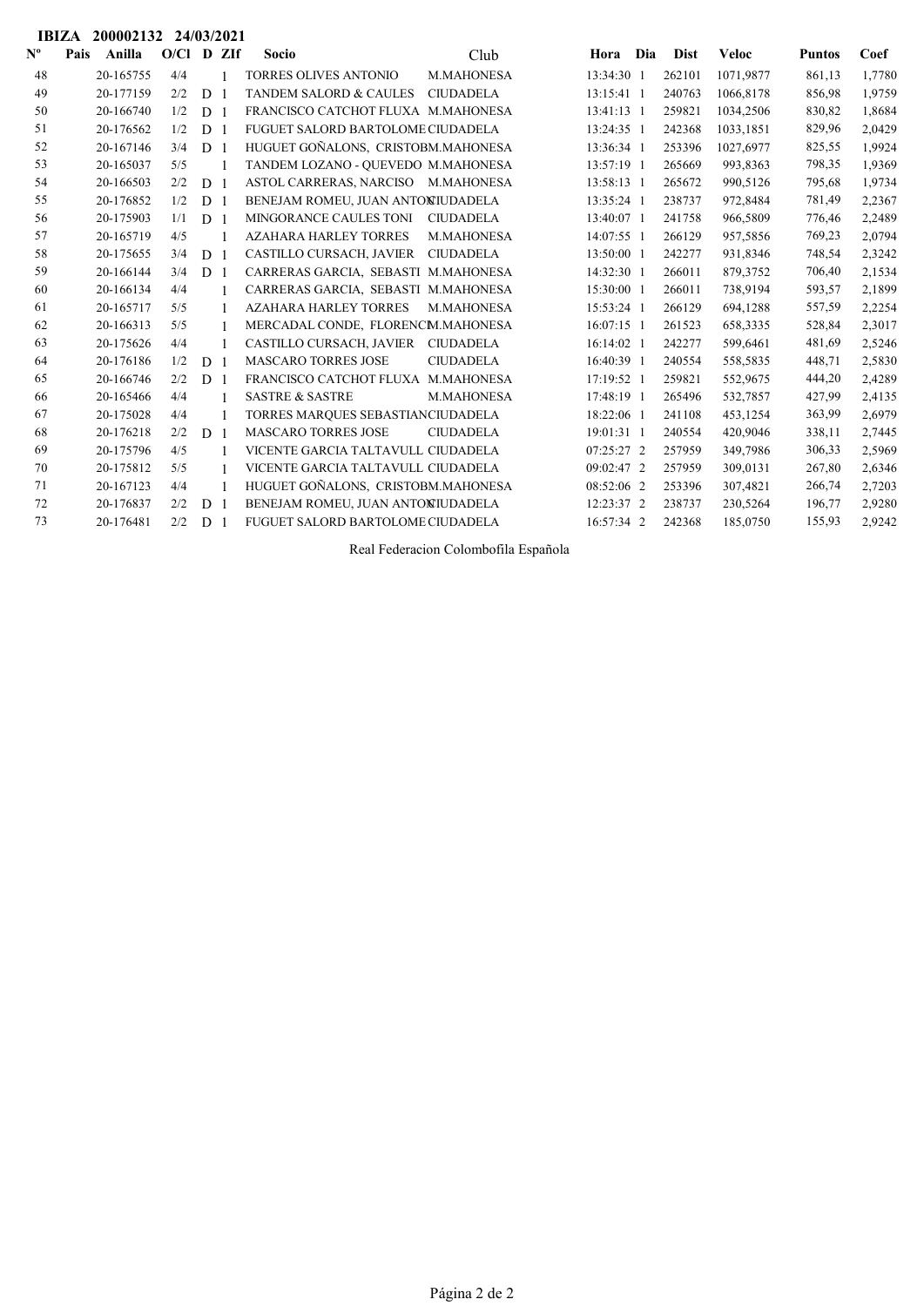**IBIZA 200002132 24/03/2021**

| Nº | Pais | Anilla | O/Cl | D | ZIf | Socio | Club | Hora | Dia | Dist | Veloc | Puntos | Coef |
|---|---|---|---|---|---|---|---|---|---|---|---|---|---|
| 48 | | 20-165755 | 4/4 | | 1 | TORRES OLIVES ANTONIO | M.MAHONESA | 13:34:30 | 1 | 262101 | 1071,9877 | 861,13 | 1,7780 |
| 49 | | 20-177159 | 2/2 | D | 1 | TANDEM SALORD & CAULES | CIUDADELA | 13:15:41 | 1 | 240763 | 1066,8178 | 856,98 | 1,9759 |
| 50 | | 20-166740 | 1/2 | D | 1 | FRANCISCO CATCHOT FLUXA | M.MAHONESA | 13:41:13 | 1 | 259821 | 1034,2506 | 830,82 | 1,8684 |
| 51 | | 20-176562 | 1/2 | D | 1 | FUGUET SALORD BARTOLOME | CIUDADELA | 13:24:35 | 1 | 242368 | 1033,1851 | 829,96 | 2,0429 |
| 52 | | 20-167146 | 3/4 | D | 1 | HUGUET GOÑALONS, CRISTOB | M.MAHONESA | 13:36:34 | 1 | 253396 | 1027,6977 | 825,55 | 1,9924 |
| 53 | | 20-165037 | 5/5 | | 1 | TANDEM LOZANO - QUEVEDO | M.MAHONESA | 13:57:19 | 1 | 265669 | 993,8363 | 798,35 | 1,9369 |
| 54 | | 20-166503 | 2/2 | D | 1 | ASTOL CARRERAS, NARCISO | M.MAHONESA | 13:58:13 | 1 | 265672 | 990,5126 | 795,68 | 1,9734 |
| 55 | | 20-176852 | 1/2 | D | 1 | BENEJAM ROMEU, JUAN ANTON | CIUDADELA | 13:35:24 | 1 | 238737 | 972,8484 | 781,49 | 2,2367 |
| 56 | | 20-175903 | 1/1 | D | 1 | MINGORANCE CAULES TONI | CIUDADELA | 13:40:07 | 1 | 241758 | 966,5809 | 776,46 | 2,2489 |
| 57 | | 20-165719 | 4/5 | | 1 | AZAHARA HARLEY TORRES | M.MAHONESA | 14:07:55 | 1 | 266129 | 957,5856 | 769,23 | 2,0794 |
| 58 | | 20-175655 | 3/4 | D | 1 | CASTILLO CURSACH, JAVIER | CIUDADELA | 13:50:00 | 1 | 242277 | 931,8346 | 748,54 | 2,3242 |
| 59 | | 20-166144 | 3/4 | D | 1 | CARRERAS GARCIA, SEBASTI | M.MAHONESA | 14:32:30 | 1 | 266011 | 879,3752 | 706,40 | 2,1534 |
| 60 | | 20-166134 | 4/4 | | 1 | CARRERAS GARCIA, SEBASTI | M.MAHONESA | 15:30:00 | 1 | 266011 | 738,9194 | 593,57 | 2,1899 |
| 61 | | 20-165717 | 5/5 | | 1 | AZAHARA HARLEY TORRES | M.MAHONESA | 15:53:24 | 1 | 266129 | 694,1288 | 557,59 | 2,2254 |
| 62 | | 20-166313 | 5/5 | | 1 | MERCADAL CONDE, FLORENC | M.MAHONESA | 16:07:15 | 1 | 261523 | 658,3335 | 528,84 | 2,3017 |
| 63 | | 20-175626 | 4/4 | | 1 | CASTILLO CURSACH, JAVIER | CIUDADELA | 16:14:02 | 1 | 242277 | 599,6461 | 481,69 | 2,5246 |
| 64 | | 20-176186 | 1/2 | D | 1 | MASCARO TORRES JOSE | CIUDADELA | 16:40:39 | 1 | 240554 | 558,5835 | 448,71 | 2,5830 |
| 65 | | 20-166746 | 2/2 | D | 1 | FRANCISCO CATCHOT FLUXA | M.MAHONESA | 17:19:52 | 1 | 259821 | 552,9675 | 444,20 | 2,4289 |
| 66 | | 20-165466 | 4/4 | | 1 | SASTRE & SASTRE | M.MAHONESA | 17:48:19 | 1 | 265496 | 532,7857 | 427,99 | 2,4135 |
| 67 | | 20-175028 | 4/4 | | 1 | TORRES MARQUES SEBASTIAN | CIUDADELA | 18:22:06 | 1 | 241108 | 453,1254 | 363,99 | 2,6979 |
| 68 | | 20-176218 | 2/2 | D | 1 | MASCARO TORRES JOSE | CIUDADELA | 19:01:31 | 1 | 240554 | 420,9046 | 338,11 | 2,7445 |
| 69 | | 20-175796 | 4/5 | | 1 | VICENTE GARCIA TALTAVULL | CIUDADELA | 07:25:27 | 2 | 257959 | 349,7986 | 306,33 | 2,5969 |
| 70 | | 20-175812 | 5/5 | | 1 | VICENTE GARCIA TALTAVULL | CIUDADELA | 09:02:47 | 2 | 257959 | 309,0131 | 267,80 | 2,6346 |
| 71 | | 20-167123 | 4/4 | | 1 | HUGUET GOÑALONS, CRISTOB | M.MAHONESA | 08:52:06 | 2 | 253396 | 307,4821 | 266,74 | 2,7203 |
| 72 | | 20-176837 | 2/2 | D | 1 | BENEJAM ROMEU, JUAN ANTON | CIUDADELA | 12:23:37 | 2 | 238737 | 230,5264 | 196,77 | 2,9280 |
| 73 | | 20-176481 | 2/2 | D | 1 | FUGUET SALORD BARTOLOME | CIUDADELA | 16:57:34 | 2 | 242368 | 185,0750 | 155,93 | 2,9242 |

Real Federacion Colombofila Española